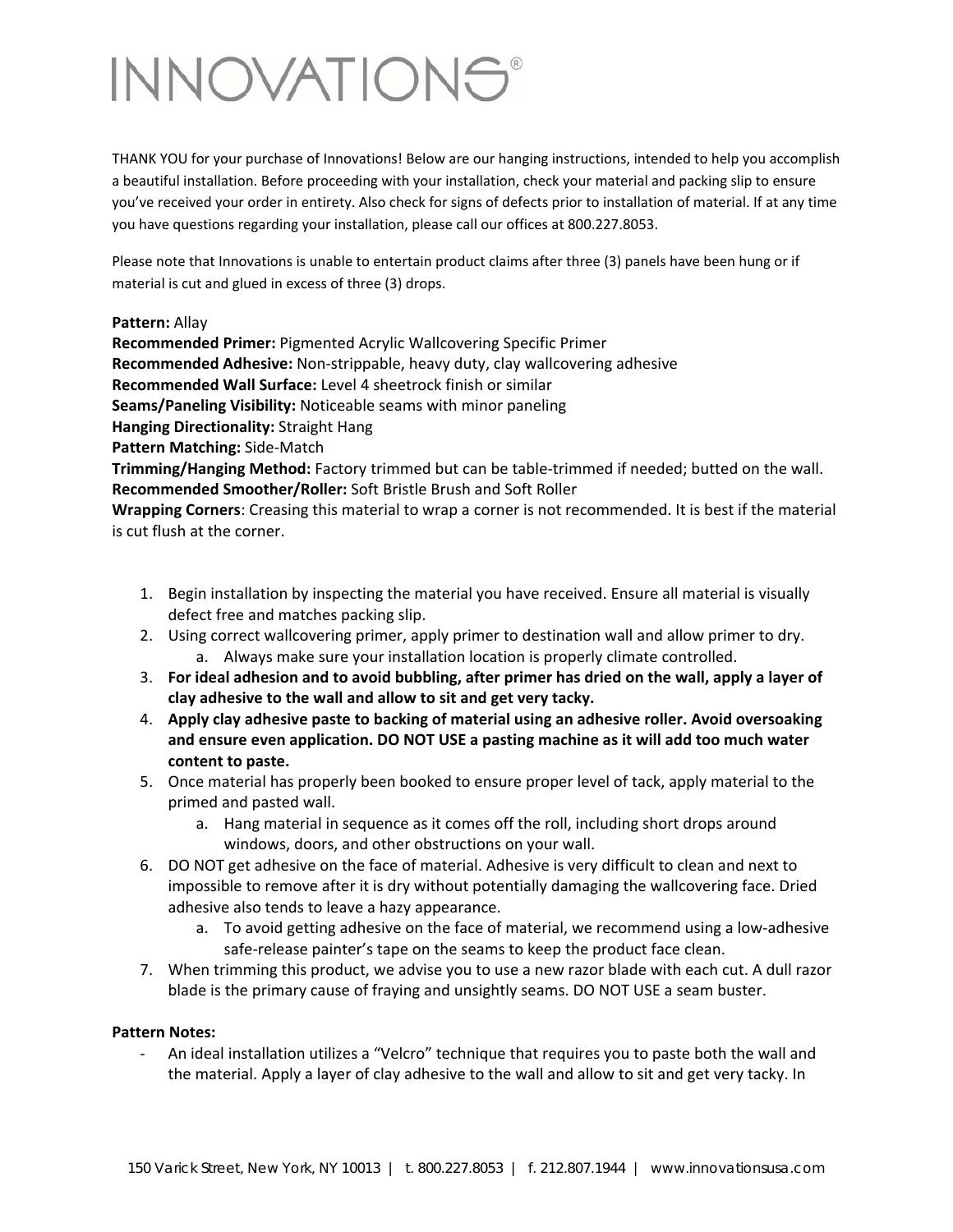// INNOVATIONS®

THANK YOU for your purchase of Innovations! Below are our hanging instructions, intended to help you accomplish a beautiful installation. Before proceeding with your installation, check your material and packing slip to ensure you've received your order in entirety. Also check for signs of defects prior to installation of material. If at any time you have questions regarding your installation, please call our offices at 800.227.8053.

Please note that Innovations is unable to entertain product claims after three (3) panels have been hung or if material is cut and glued in excess of three (3) drops.

**Pattern:** Allay
**Recommended Primer:** Pigmented Acrylic Wallcovering Specific Primer
**Recommended Adhesive:** Non-strippable, heavy duty, clay wallcovering adhesive
**Recommended Wall Surface:** Level 4 sheetrock finish or similar
**Seams/Paneling Visibility:** Noticeable seams with minor paneling
**Hanging Directionality:** Straight Hang
**Pattern Matching:** Side-Match
**Trimming/Hanging Method:** Factory trimmed but can be table-trimmed if needed; butted on the wall.
**Recommended Smoother/Roller:** Soft Bristle Brush and Soft Roller
**Wrapping Corners**: Creasing this material to wrap a corner is not recommended. It is best if the material is cut flush at the corner.

1. Begin installation by inspecting the material you have received. Ensure all material is visually defect free and matches packing slip.
2. Using correct wallcovering primer, apply primer to destination wall and allow primer to dry.
   a. Always make sure your installation location is properly climate controlled.
3. **For ideal adhesion and to avoid bubbling, after primer has dried on the wall, apply a layer of clay adhesive to the wall and allow to sit and get very tacky.**
4. **Apply clay adhesive paste to backing of material using an adhesive roller. Avoid oversoaking and ensure even application. DO NOT USE a pasting machine as it will add too much water content to paste.**
5. Once material has properly been booked to ensure proper level of tack, apply material to the primed and pasted wall.
   a. Hang material in sequence as it comes off the roll, including short drops around windows, doors, and other obstructions on your wall.
6. DO NOT get adhesive on the face of material. Adhesive is very difficult to clean and next to impossible to remove after it is dry without potentially damaging the wallcovering face. Dried adhesive also tends to leave a hazy appearance.
   a. To avoid getting adhesive on the face of material, we recommend using a low-adhesive safe-release painter's tape on the seams to keep the product face clean.
7. When trimming this product, we advise you to use a new razor blade with each cut. A dull razor blade is the primary cause of fraying and unsightly seams. DO NOT USE a seam buster.

**Pattern Notes:**

- An ideal installation utilizes a "Velcro" technique that requires you to paste both the wall and the material. Apply a layer of clay adhesive to the wall and allow to sit and get very tacky. In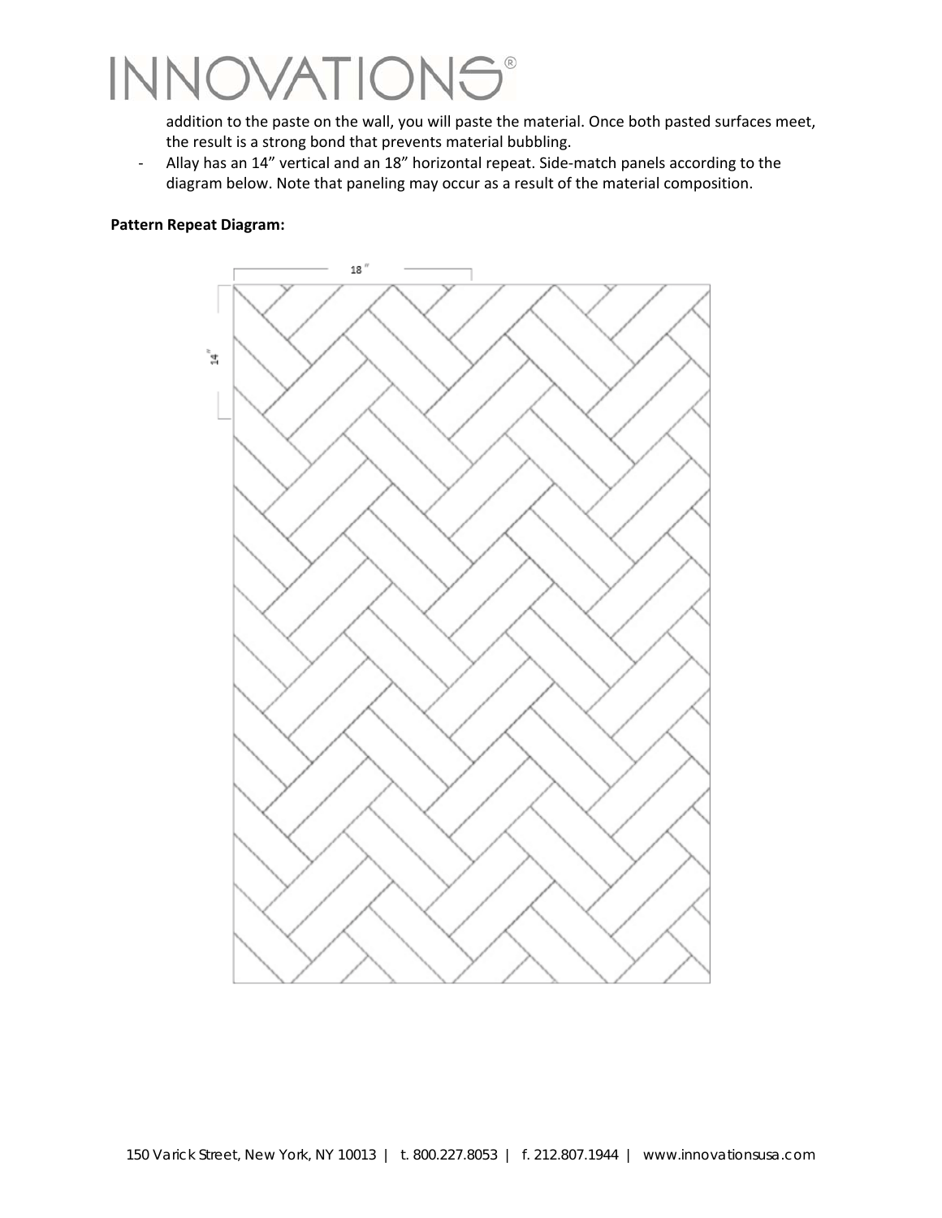addition to the paste on the wall, you will paste the material. Once both pasted surfaces meet, the result is a strong bond that prevents material bubbling.

- Allay has an 14” vertical and an 18” horizontal repeat. Side-match panels according to the diagram below. Note that paneling may occur as a result of the material composition.

**Pattern Repeat Diagram:**

18 ″

14 ″